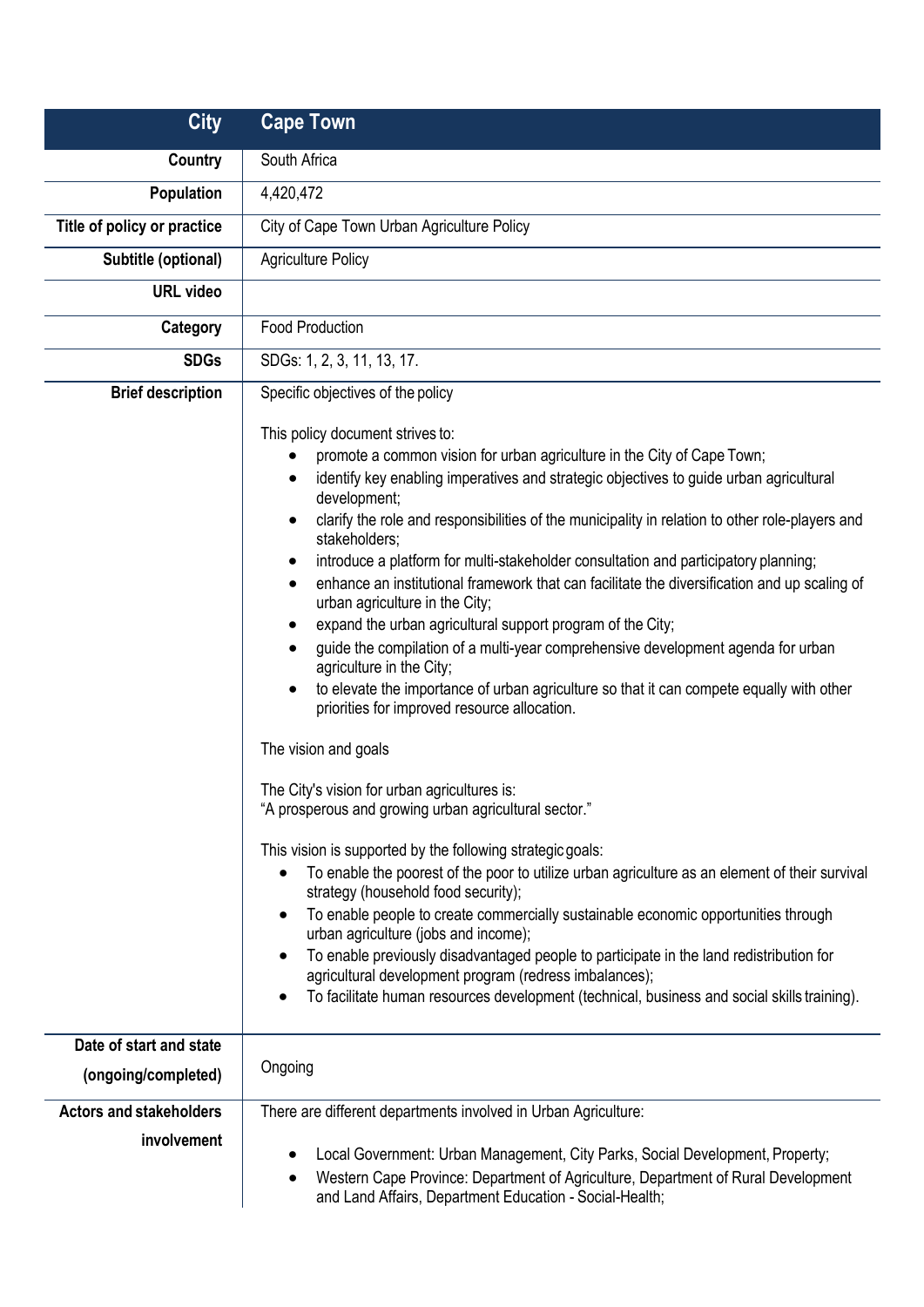| City | Cape Town |
|---|---|
| Country | South Africa |
| Population | 4,420,472 |
| Title of policy or practice | City of Cape Town Urban Agriculture Policy |
| Subtitle (optional) | Agriculture Policy |
| URL video | |
| Category | Food Production |
| SDGs | SDGs: 1, 2, 3, 11, 13, 17. |
| Brief description | Specific objectives of the policy<br><br>This policy document strives to:<br>• promote a common vision for urban agriculture in the City of Cape Town;<br>• identify key enabling imperatives and strategic objectives to guide urban agricultural development;<br>• clarify the role and responsibilities of the municipality in relation to other role-players and stakeholders;<br>• introduce a platform for multi-stakeholder consultation and participatory planning;<br>• enhance an institutional framework that can facilitate the diversification and up scaling of urban agriculture in the City;<br>• expand the urban agricultural support program of the City;<br>• guide the compilation of a multi-year comprehensive development agenda for urban agriculture in the City;<br>• to elevate the importance of urban agriculture so that it can compete equally with other priorities for improved resource allocation.<br><br>The vision and goals<br><br>The City's vision for urban agricultures is:<br>"A prosperous and growing urban agricultural sector."<br><br>This vision is supported by the following strategic goals:<br>• To enable the poorest of the poor to utilize urban agriculture as an element of their survival strategy (household food security);<br>• To enable people to create commercially sustainable economic opportunities through urban agriculture (jobs and income);<br>• To enable previously disadvantaged people to participate in the land redistribution for agricultural development program (redress imbalances);<br>• To facilitate human resources development (technical, business and social skills training). |
| Date of start and state (ongoing/completed) | Ongoing |
| Actors and stakeholders involvement | There are different departments involved in Urban Agriculture:<br><br>• Local Government: Urban Management, City Parks, Social Development, Property;<br>• Western Cape Province: Department of Agriculture, Department of Rural Development and Land Affairs, Department Education - Social-Health; |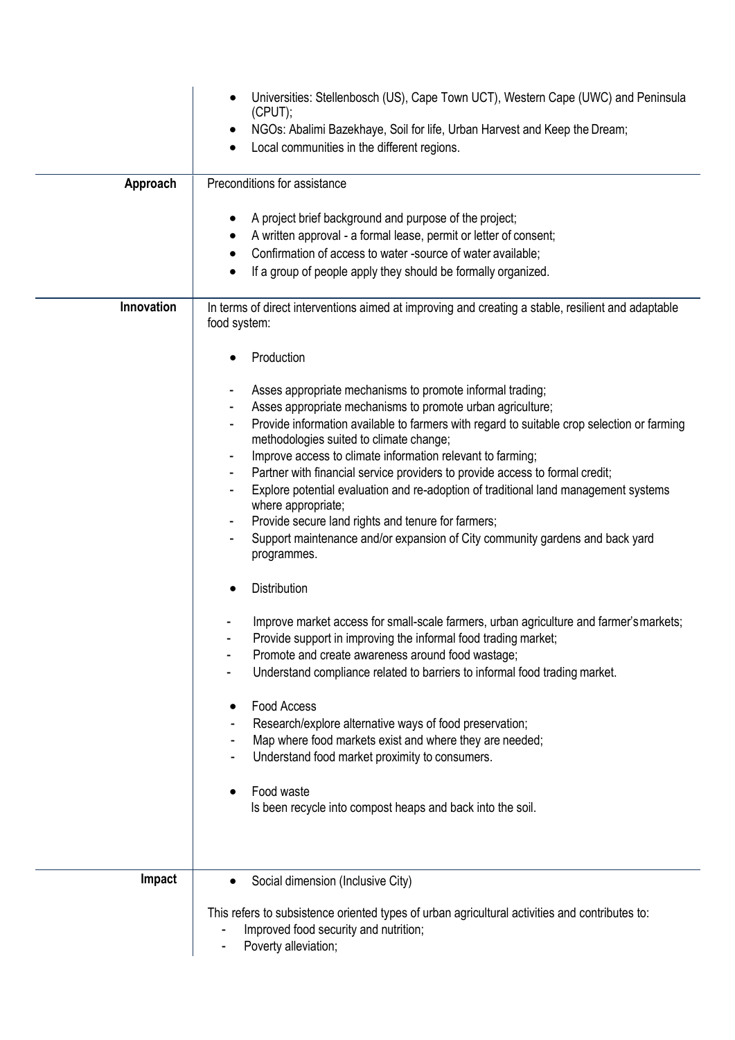| | |
|---|---|
| | • Universities: Stellenbosch (US), Cape Town UCT), Western Cape (UWC) and Peninsula (CPUT);<br>• NGOs: Abalimi Bazekhaye, Soil for life, Urban Harvest and Keep the Dream;<br>• Local communities in the different regions. |
| **Approach** | Preconditions for assistance<br><br>• A project brief background and purpose of the project;<br>• A written approval - a formal lease, permit or letter of consent;<br>• Confirmation of access to water -source of water available;<br>• If a group of people apply they should be formally organized. |
| **Innovation** | In terms of direct interventions aimed at improving and creating a stable, resilient and adaptable food system:<br><br>• Production<br><br>- Asses appropriate mechanisms to promote informal trading;<br>- Asses appropriate mechanisms to promote urban agriculture;<br>- Provide information available to farmers with regard to suitable crop selection or farming methodologies suited to climate change;<br>- Improve access to climate information relevant to farming;<br>- Partner with financial service providers to provide access to formal credit;<br>- Explore potential evaluation and re-adoption of traditional land management systems where appropriate;<br>- Provide secure land rights and tenure for farmers;<br>- Support maintenance and/or expansion of City community gardens and back yard programmes.<br><br>• Distribution<br><br>- Improve market access for small-scale farmers, urban agriculture and farmer's markets;<br>- Provide support in improving the informal food trading market;<br>- Promote and create awareness around food wastage;<br>- Understand compliance related to barriers to informal food trading market.<br><br>• Food Access<br>- Research/explore alternative ways of food preservation;<br>- Map where food markets exist and where they are needed;<br>- Understand food market proximity to consumers.<br><br>• Food waste<br>Is been recycle into compost heaps and back into the soil. |
| **Impact** | • Social dimension (Inclusive City)<br><br>This refers to subsistence oriented types of urban agricultural activities and contributes to:<br>- Improved food security and nutrition;<br>- Poverty alleviation; |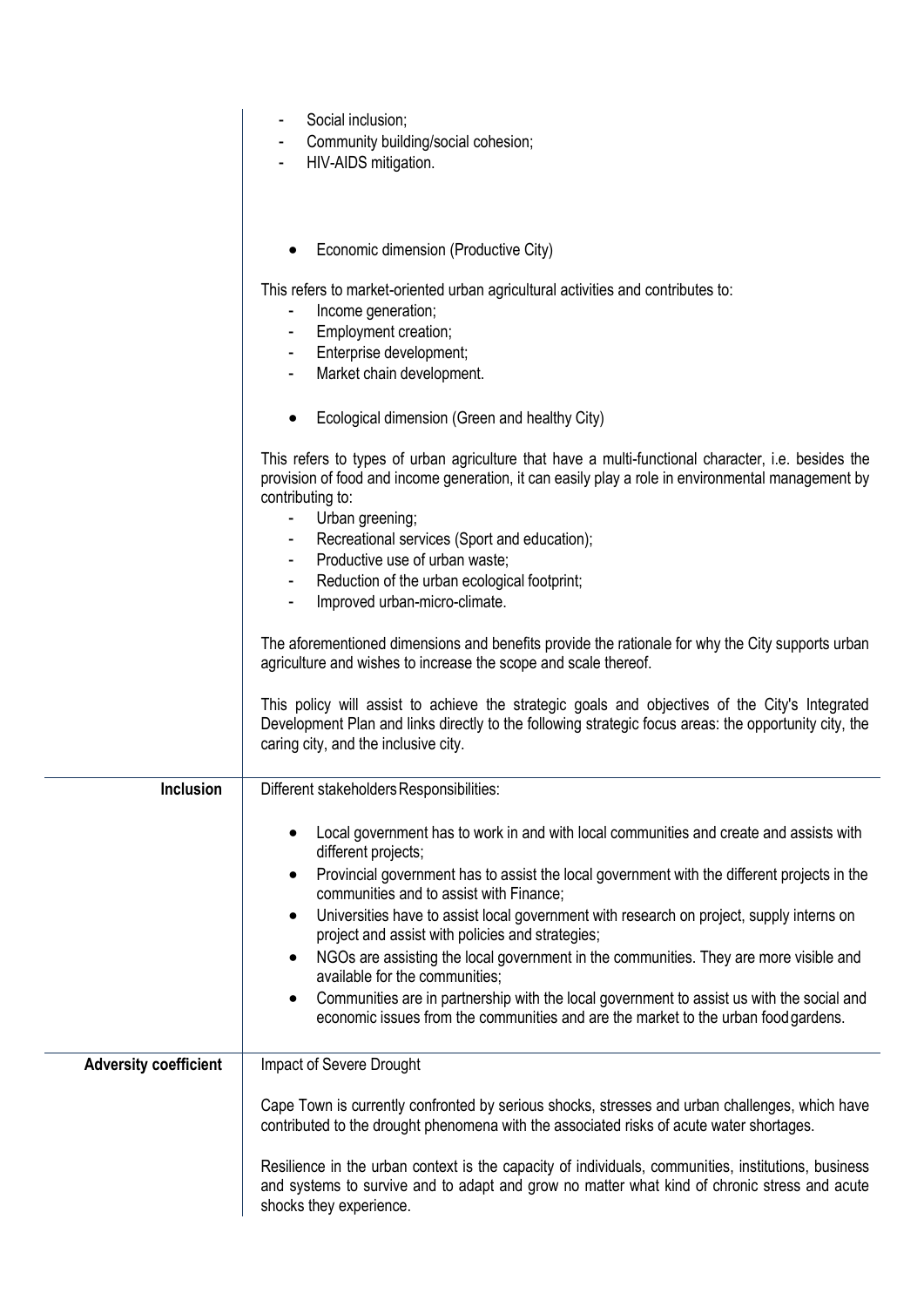| | |
|---|---|
| | - Social inclusion;<br>- Community building/social cohesion;<br>- HIV-AIDS mitigation.<br><br>• Economic dimension (Productive City)<br><br>This refers to market-oriented urban agricultural activities and contributes to:<br>- Income generation;<br>- Employment creation;<br>- Enterprise development;<br>- Market chain development.<br><br>• Ecological dimension (Green and healthy City)<br><br>This refers to types of urban agriculture that have a multi-functional character, i.e. besides the provision of food and income generation, it can easily play a role in environmental management by contributing to:<br>- Urban greening;<br>- Recreational services (Sport and education);<br>- Productive use of urban waste;<br>- Reduction of the urban ecological footprint;<br>- Improved urban-micro-climate.<br><br>The aforementioned dimensions and benefits provide the rationale for why the City supports urban agriculture and wishes to increase the scope and scale thereof.<br><br>This policy will assist to achieve the strategic goals and objectives of the City's Integrated Development Plan and links directly to the following strategic focus areas: the opportunity city, the caring city, and the inclusive city. |
| **Inclusion** | Different stakeholders Responsibilities:<br><br>• Local government has to work in and with local communities and create and assists with different projects;<br>• Provincial government has to assist the local government with the different projects in the communities and to assist with Finance;<br>• Universities have to assist local government with research on project, supply interns on project and assist with policies and strategies;<br>• NGOs are assisting the local government in the communities. They are more visible and available for the communities;<br>• Communities are in partnership with the local government to assist us with the social and economic issues from the communities and are the market to the urban food gardens. |
| **Adversity coefficient** | Impact of Severe Drought<br><br>Cape Town is currently confronted by serious shocks, stresses and urban challenges, which have contributed to the drought phenomena with the associated risks of acute water shortages.<br><br>Resilience in the urban context is the capacity of individuals, communities, institutions, business and systems to survive and to adapt and grow no matter what kind of chronic stress and acute shocks they experience. |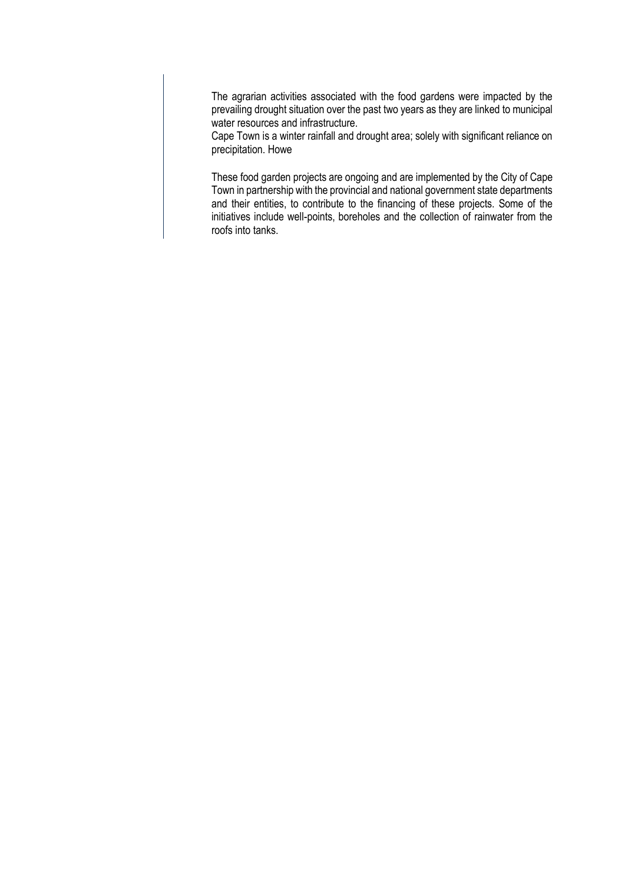The agrarian activities associated with the food gardens were impacted by the prevailing drought situation over the past two years as they are linked to municipal water resources and infrastructure.

Cape Town is a winter rainfall and drought area; solely with significant reliance on precipitation. Howe

These food garden projects are ongoing and are implemented by the City of Cape Town in partnership with the provincial and national government state departments and their entities, to contribute to the financing of these projects. Some of the initiatives include well-points, boreholes and the collection of rainwater from the roofs into tanks.